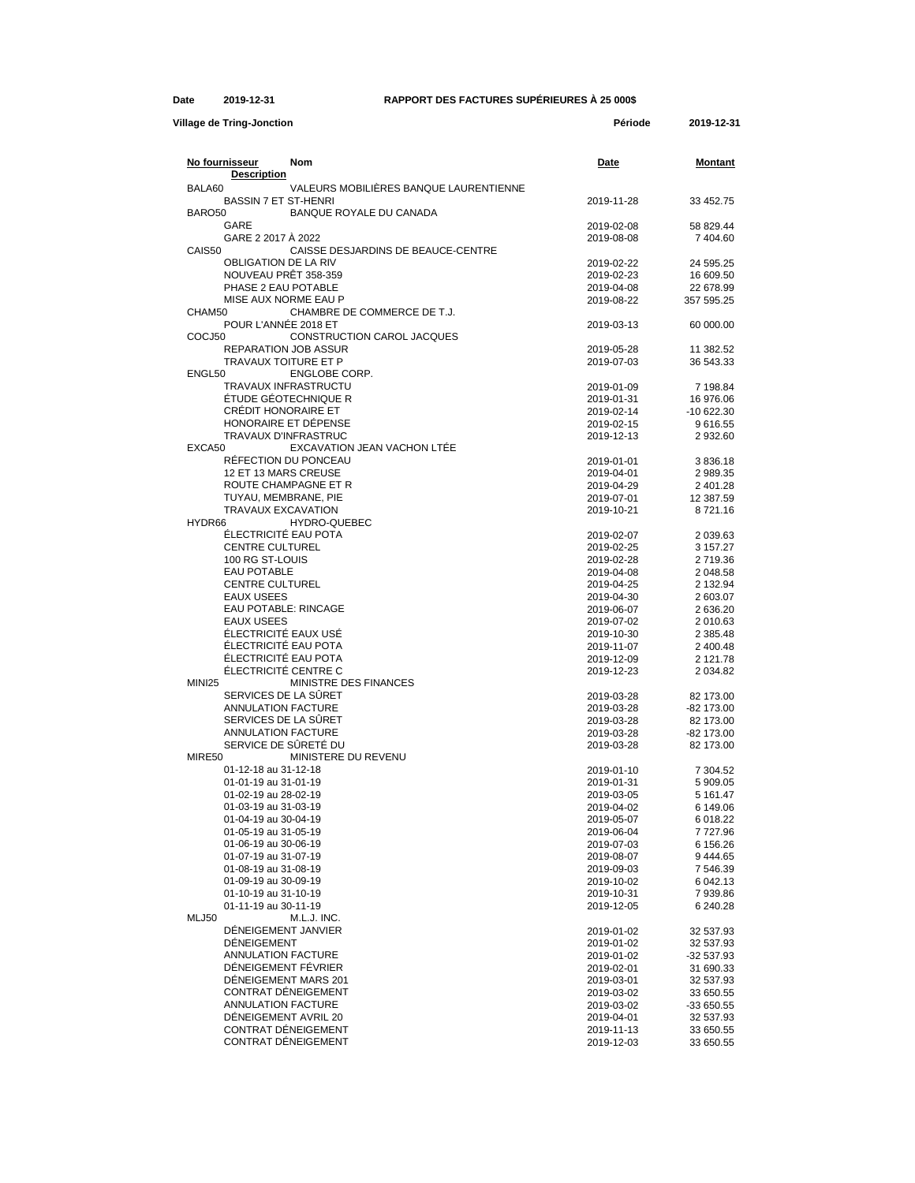**Date** **2019-12-31** **RAPPORT DES FACTURES SUPÉRIEURES À 25 000$**

**Village de Tring-Jonction** **Période** **2019-12-31**

| No fournisseur / Description | Nom | Date | Montant |
|---|---|---|---|
| BALA60 | VALEURS MOBILIÈRES BANQUE LAURENTIENNE | | |
| BASSIN 7 ET ST-HENRI | | 2019-11-28 | 33 452.75 |
| BARO50 | BANQUE ROYALE DU CANADA | | |
| GARE | | 2019-02-08 | 58 829.44 |
| GARE 2 2017 À 2022 | | 2019-08-08 | 7 404.60 |
| CAIS50 | CAISSE DESJARDINS DE BEAUCE-CENTRE | | |
| OBLIGATION DE LA RIV | | 2019-02-22 | 24 595.25 |
| NOUVEAU PRÊT 358-359 | | 2019-02-23 | 16 609.50 |
| PHASE 2 EAU POTABLE | | 2019-04-08 | 22 678.99 |
| MISE AUX NORME EAU P | | 2019-08-22 | 357 595.25 |
| CHAM50 | CHAMBRE DE COMMERCE DE T.J. | | |
| POUR L'ANNÉE 2018 ET | | 2019-03-13 | 60 000.00 |
| COCJ50 | CONSTRUCTION CAROL JACQUES | | |
| REPARATION JOB ASSUR | | 2019-05-28 | 11 382.52 |
| TRAVAUX TOITURE ET P | | 2019-07-03 | 36 543.33 |
| ENGL50 | ENGLOBE CORP. | | |
| TRAVAUX INFRASTRUCTU | | 2019-01-09 | 7 198.84 |
| ÉTUDE GÉOTECHNIQUE R | | 2019-01-31 | 16 976.06 |
| CRÉDIT HONORAIRE ET | | 2019-02-14 | -10 622.30 |
| HONORAIRE ET DÉPENSE | | 2019-02-15 | 9 616.55 |
| TRAVAUX D'INFRASTRUC | | 2019-12-13 | 2 932.60 |
| EXCA50 | EXCAVATION JEAN VACHON LTÉE | | |
| RÉFECTION DU PONCEAU | | 2019-01-01 | 3 836.18 |
| 12 ET 13 MARS CREUSE | | 2019-04-01 | 2 989.35 |
| ROUTE CHAMPAGNE ET R | | 2019-04-29 | 2 401.28 |
| TUYAU, MEMBRANE, PIE | | 2019-07-01 | 12 387.59 |
| TRAVAUX EXCAVATION | | 2019-10-21 | 8 721.16 |
| HYDR66 | HYDRO-QUEBEC | | |
| ÉLECTRICITÉ EAU POTA | | 2019-02-07 | 2 039.63 |
| CENTRE CULTUREL | | 2019-02-25 | 3 157.27 |
| 100 RG ST-LOUIS | | 2019-02-28 | 2 719.36 |
| EAU POTABLE | | 2019-04-08 | 2 048.58 |
| CENTRE CULTUREL | | 2019-04-25 | 2 132.94 |
| EAUX USEES | | 2019-04-30 | 2 603.07 |
| EAU POTABLE: RINCAGE | | 2019-06-07 | 2 636.20 |
| EAUX USEES | | 2019-07-02 | 2 010.63 |
| ÉLECTRICITÉ EAUX USÉ | | 2019-10-30 | 2 385.48 |
| ÉLECTRICITÉ EAU POTA | | 2019-11-07 | 2 400.48 |
| ÉLECTRICITÉ EAU POTA | | 2019-12-09 | 2 121.78 |
| ÉLECTRICITÉ CENTRE C | | 2019-12-23 | 2 034.82 |
| MINI25 | MINISTRE DES FINANCES | | |
| SERVICES DE LA SÛRET | | 2019-03-28 | 82 173.00 |
| ANNULATION FACTURE | | 2019-03-28 | -82 173.00 |
| SERVICES DE LA SÛRET | | 2019-03-28 | 82 173.00 |
| ANNULATION FACTURE | | 2019-03-28 | -82 173.00 |
| SERVICE DE SÛRETÉ DU | | 2019-03-28 | 82 173.00 |
| MIRE50 | MINISTERE DU REVENU | | |
| 01-12-18 au 31-12-18 | | 2019-01-10 | 7 304.52 |
| 01-01-19 au 31-01-19 | | 2019-01-31 | 5 909.05 |
| 01-02-19 au 28-02-19 | | 2019-03-05 | 5 161.47 |
| 01-03-19 au 31-03-19 | | 2019-04-02 | 6 149.06 |
| 01-04-19 au 30-04-19 | | 2019-05-07 | 6 018.22 |
| 01-05-19 au 31-05-19 | | 2019-06-04 | 7 727.96 |
| 01-06-19 au 30-06-19 | | 2019-07-03 | 6 156.26 |
| 01-07-19 au 31-07-19 | | 2019-08-07 | 9 444.65 |
| 01-08-19 au 31-08-19 | | 2019-09-03 | 7 546.39 |
| 01-09-19 au 30-09-19 | | 2019-10-02 | 6 042.13 |
| 01-10-19 au 31-10-19 | | 2019-10-31 | 7 939.86 |
| 01-11-19 au 30-11-19 | | 2019-12-05 | 6 240.28 |
| MLJ50 | M.L.J. INC. | | |
| DÉNEIGEMENT JANVIER | | 2019-01-02 | 32 537.93 |
| DÉNEIGEMENT | | 2019-01-02 | 32 537.93 |
| ANNULATION FACTURE | | 2019-01-02 | -32 537.93 |
| DÉNEIGEMENT FÉVRIER | | 2019-02-01 | 31 690.33 |
| DÉNEIGEMENT MARS 201 | | 2019-03-01 | 32 537.93 |
| CONTRAT DÉNEIGEMENT | | 2019-03-02 | 33 650.55 |
| ANNULATION FACTURE | | 2019-03-02 | -33 650.55 |
| DÉNEIGEMENT AVRIL 20 | | 2019-04-01 | 32 537.93 |
| CONTRAT DÉNEIGEMENT | | 2019-11-13 | 33 650.55 |
| CONTRAT DÉNEIGEMENT | | 2019-12-03 | 33 650.55 |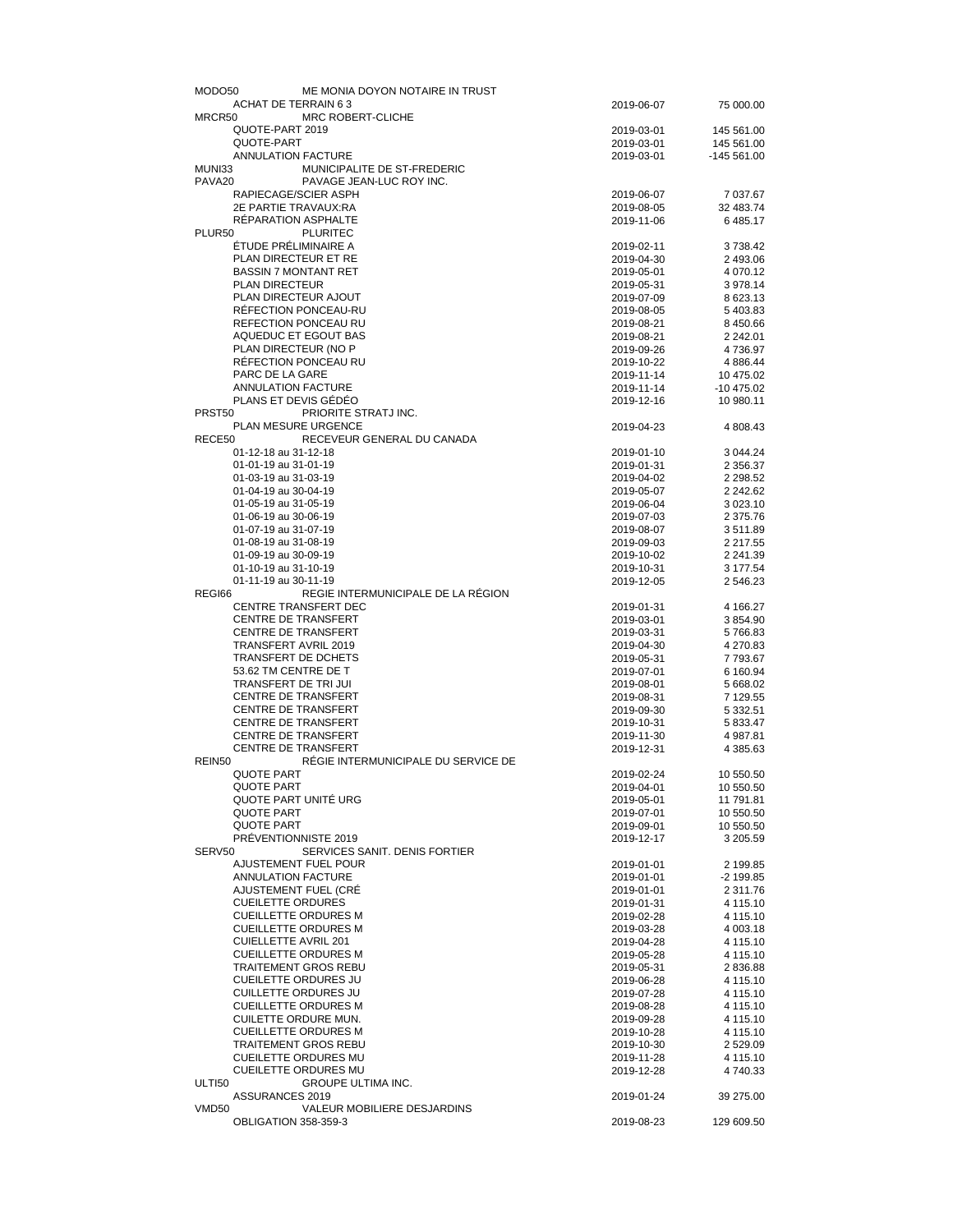| | | | |
|---|---|---|---|
| MODO50 | ME MONIA DOYON NOTAIRE IN TRUST | | |
| | ACHAT DE TERRAIN 6 3 | 2019-06-07 | 75 000.00 |
| MRCR50 | MRC ROBERT-CLICHE | | |
| | QUOTE-PART 2019 | 2019-03-01 | 145 561.00 |
| | QUOTE-PART | 2019-03-01 | 145 561.00 |
| | ANNULATION FACTURE | 2019-03-01 | -145 561.00 |
| MUNI33 | MUNICIPALITE DE ST-FREDERIC | | |
| PAVA20 | PAVAGE JEAN-LUC ROY INC. | | |
| | RAPIECAGE/SCIER ASPH | 2019-06-07 | 7 037.67 |
| | 2E PARTIE TRAVAUX:RA | 2019-08-05 | 32 483.74 |
| | RÉPARATION ASPHALTE | 2019-11-06 | 6 485.17 |
| PLUR50 | PLURITEC | | |
| | ÉTUDE PRÉLIMINAIRE A | 2019-02-11 | 3 738.42 |
| | PLAN DIRECTEUR ET RE | 2019-04-30 | 2 493.06 |
| | BASSIN 7 MONTANT RET | 2019-05-01 | 4 070.12 |
| | PLAN DIRECTEUR | 2019-05-31 | 3 978.14 |
| | PLAN DIRECTEUR AJOUT | 2019-07-09 | 8 623.13 |
| | RÉFECTION PONCEAU-RU | 2019-08-05 | 5 403.83 |
| | REFECTION PONCEAU RU | 2019-08-21 | 8 450.66 |
| | AQUEDUC ET EGOUT BAS | 2019-08-21 | 2 242.01 |
| | PLAN DIRECTEUR (NO P | 2019-09-26 | 4 736.97 |
| | RÉFECTION PONCEAU RU | 2019-10-22 | 4 886.44 |
| | PARC DE LA GARE | 2019-11-14 | 10 475.02 |
| | ANNULATION FACTURE | 2019-11-14 | -10 475.02 |
| | PLANS ET DEVIS GÉDÉO | 2019-12-16 | 10 980.11 |
| PRST50 | PRIORITE STRATJ INC. | | |
| | PLAN MESURE URGENCE | 2019-04-23 | 4 808.43 |
| RECE50 | RECEVEUR GENERAL DU CANADA | | |
| | 01-12-18 au 31-12-18 | 2019-01-10 | 3 044.24 |
| | 01-01-19 au 31-01-19 | 2019-01-31 | 2 356.37 |
| | 01-03-19 au 31-03-19 | 2019-04-02 | 2 298.52 |
| | 01-04-19 au 30-04-19 | 2019-05-07 | 2 242.62 |
| | 01-05-19 au 31-05-19 | 2019-06-04 | 3 023.10 |
| | 01-06-19 au 30-06-19 | 2019-07-03 | 2 375.76 |
| | 01-07-19 au 31-07-19 | 2019-08-07 | 3 511.89 |
| | 01-08-19 au 31-08-19 | 2019-09-03 | 2 217.55 |
| | 01-09-19 au 30-09-19 | 2019-10-02 | 2 241.39 |
| | 01-10-19 au 31-10-19 | 2019-10-31 | 3 177.54 |
| | 01-11-19 au 30-11-19 | 2019-12-05 | 2 546.23 |
| REGI66 | REGIE INTERMUNICIPALE DE LA RÉGION | | |
| | CENTRE TRANSFERT DEC | 2019-01-31 | 4 166.27 |
| | CENTRE DE TRANSFERT | 2019-03-01 | 3 854.90 |
| | CENTRE DE TRANSFERT | 2019-03-31 | 5 766.83 |
| | TRANSFERT AVRIL 2019 | 2019-04-30 | 4 270.83 |
| | TRANSFERT DE DCHETS | 2019-05-31 | 7 793.67 |
| | 53.62 TM CENTRE DE T | 2019-07-01 | 6 160.94 |
| | TRANSFERT DE TRI JUI | 2019-08-01 | 5 668.02 |
| | CENTRE DE TRANSFERT | 2019-08-31 | 7 129.55 |
| | CENTRE DE TRANSFERT | 2019-09-30 | 5 332.51 |
| | CENTRE DE TRANSFERT | 2019-10-31 | 5 833.47 |
| | CENTRE DE TRANSFERT | 2019-11-30 | 4 987.81 |
| | CENTRE DE TRANSFERT | 2019-12-31 | 4 385.63 |
| REIN50 | RÉGIE INTERMUNICIPALE DU SERVICE DE | | |
| | QUOTE PART | 2019-02-24 | 10 550.50 |
| | QUOTE PART | 2019-04-01 | 10 550.50 |
| | QUOTE PART UNITÉ URG | 2019-05-01 | 11 791.81 |
| | QUOTE PART | 2019-07-01 | 10 550.50 |
| | QUOTE PART | 2019-09-01 | 10 550.50 |
| | PRÉVENTIONNISTE 2019 | 2019-12-17 | 3 205.59 |
| SERV50 | SERVICES SANIT. DENIS FORTIER | | |
| | AJUSTEMENT FUEL POUR | 2019-01-01 | 2 199.85 |
| | ANNULATION FACTURE | 2019-01-01 | -2 199.85 |
| | AJUSTEMENT FUEL (CRÉ | 2019-01-01 | 2 311.76 |
| | CUEILETTE ORDURES | 2019-01-31 | 4 115.10 |
| | CUEILLETTE ORDURES M | 2019-02-28 | 4 115.10 |
| | CUEILLETTE ORDURES M | 2019-03-28 | 4 003.18 |
| | CUIELLETTE AVRIL 201 | 2019-04-28 | 4 115.10 |
| | CUEILLETTE ORDURES M | 2019-05-28 | 4 115.10 |
| | TRAITEMENT GROS REBU | 2019-05-31 | 2 836.88 |
| | CUEILETTE ORDURES JU | 2019-06-28 | 4 115.10 |
| | CUILLETTE ORDURES JU | 2019-07-28 | 4 115.10 |
| | CUEILLETTE ORDURES M | 2019-08-28 | 4 115.10 |
| | CUILETTE ORDURE MUN. | 2019-09-28 | 4 115.10 |
| | CUEILLETTE ORDURES M | 2019-10-28 | 4 115.10 |
| | TRAITEMENT GROS REBU | 2019-10-30 | 2 529.09 |
| | CUEILETTE ORDURES MU | 2019-11-28 | 4 115.10 |
| | CUEILETTE ORDURES MU | 2019-12-28 | 4 740.33 |
| ULTI50 | GROUPE ULTIMA INC. | | |
| | ASSURANCES 2019 | 2019-01-24 | 39 275.00 |
| VMD50 | VALEUR MOBILIERE DESJARDINS | | |
| | OBLIGATION 358-359-3 | 2019-08-23 | 129 609.50 |